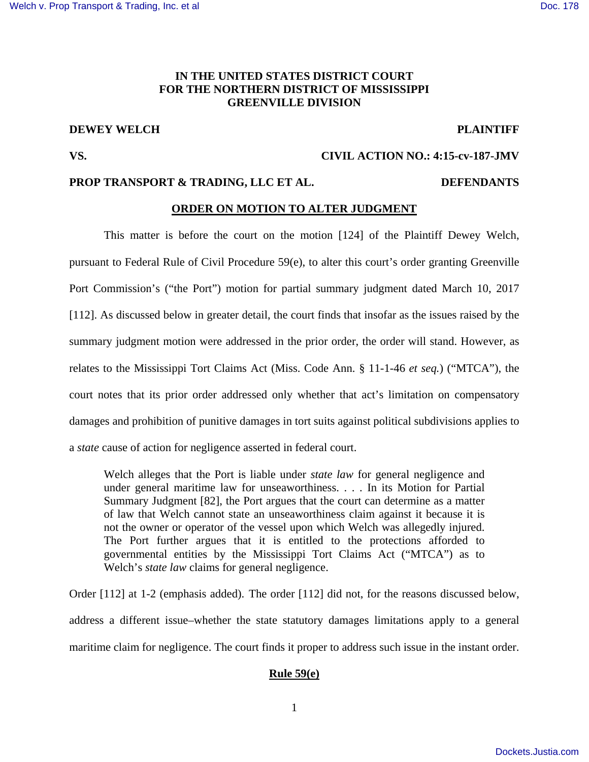**IN THE UNITED STATES DISTRICT COURT**
**FOR THE NORTHERN DISTRICT OF MISSISSIPPI**
**GREENVILLE DIVISION**

**DEWEY WELCH** **PLAINTIFF**

**VS.** **CIVIL ACTION NO.: 4:15-cv-187-JMV**

**PROP TRANSPORT & TRADING, LLC ET AL.** **DEFENDANTS**

## ORDER ON MOTION TO ALTER JUDGMENT

This matter is before the court on the motion [124] of the Plaintiff Dewey Welch, pursuant to Federal Rule of Civil Procedure 59(e), to alter this court's order granting Greenville Port Commission's ("the Port") motion for partial summary judgment dated March 10, 2017 [112]. As discussed below in greater detail, the court finds that insofar as the issues raised by the summary judgment motion were addressed in the prior order, the order will stand. However, as relates to the Mississippi Tort Claims Act (Miss. Code Ann. § 11-1-46 *et seq.*) ("MTCA"), the court notes that its prior order addressed only whether that act's limitation on compensatory damages and prohibition of punitive damages in tort suits against political subdivisions applies to a *state* cause of action for negligence asserted in federal court.

> Welch alleges that the Port is liable under *state law* for general negligence and under general maritime law for unseaworthiness. . . . In its Motion for Partial Summary Judgment [82], the Port argues that the court can determine as a matter of law that Welch cannot state an unseaworthiness claim against it because it is not the owner or operator of the vessel upon which Welch was allegedly injured. The Port further argues that it is entitled to the protections afforded to governmental entities by the Mississippi Tort Claims Act ("MTCA") as to Welch's *state law* claims for general negligence.

Order [112] at 1-2 (emphasis added). The order [112] did not, for the reasons discussed below, address a different issue–whether the state statutory damages limitations apply to a general maritime claim for negligence. The court finds it proper to address such issue in the instant order.

### Rule 59(e)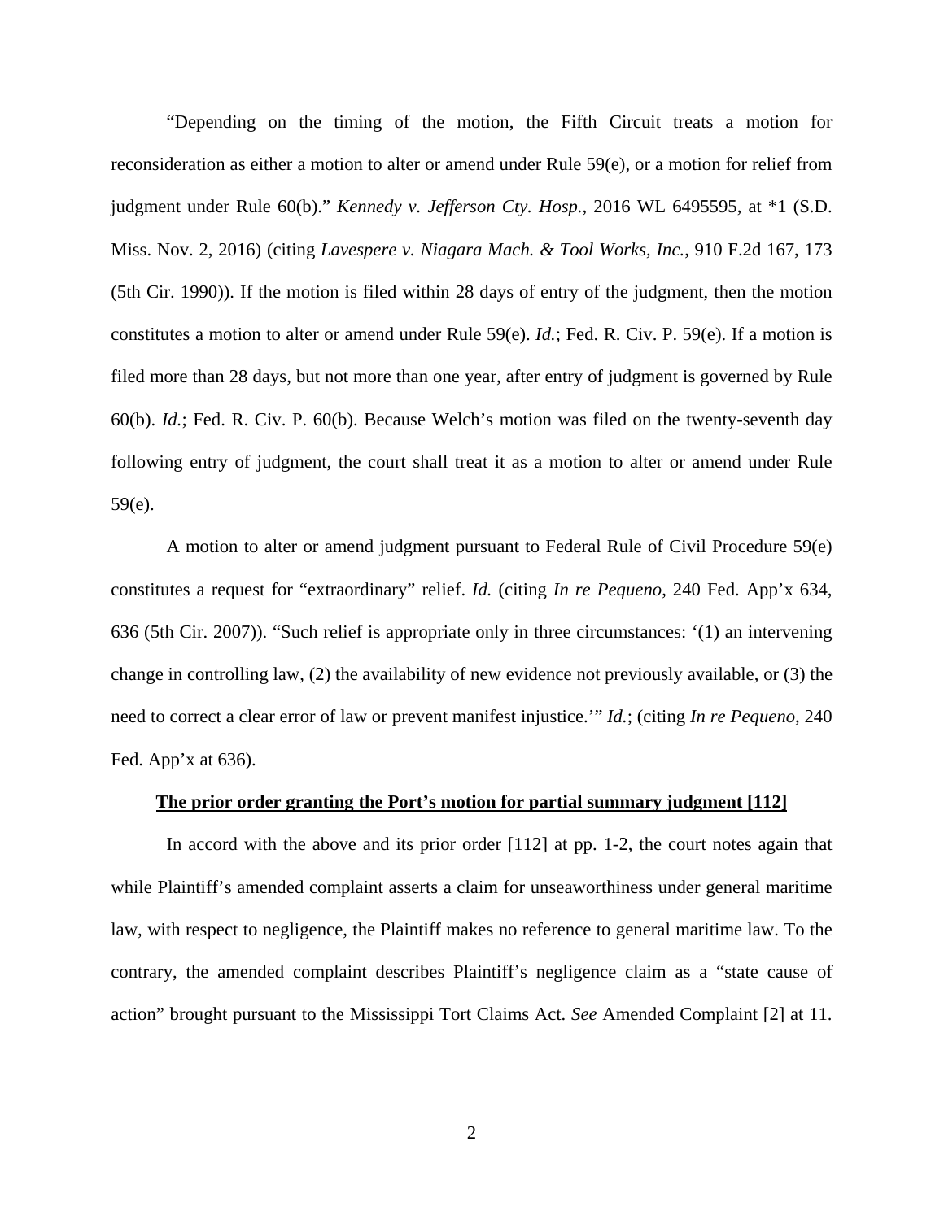"Depending on the timing of the motion, the Fifth Circuit treats a motion for reconsideration as either a motion to alter or amend under Rule 59(e), or a motion for relief from judgment under Rule 60(b)." *Kennedy v. Jefferson Cty. Hosp.*, 2016 WL 6495595, at *1 (S.D. Miss. Nov. 2, 2016) (citing *Lavespere v. Niagara Mach. & Tool Works, Inc.*, 910 F.2d 167, 173 (5th Cir. 1990)). If the motion is filed within 28 days of entry of the judgment, then the motion constitutes a motion to alter or amend under Rule 59(e). *Id.*; Fed. R. Civ. P. 59(e). If a motion is filed more than 28 days, but not more than one year, after entry of judgment is governed by Rule 60(b). *Id.*; Fed. R. Civ. P. 60(b). Because Welch's motion was filed on the twenty-seventh day following entry of judgment, the court shall treat it as a motion to alter or amend under Rule 59(e).

A motion to alter or amend judgment pursuant to Federal Rule of Civil Procedure 59(e) constitutes a request for "extraordinary" relief. *Id.* (citing *In re Pequeno*, 240 Fed. App'x 634, 636 (5th Cir. 2007)). "Such relief is appropriate only in three circumstances: '(1) an intervening change in controlling law, (2) the availability of new evidence not previously available, or (3) the need to correct a clear error of law or prevent manifest injustice.'" *Id.*; (citing *In re Pequeno*, 240 Fed. App'x at 636).

**<u>The prior order granting the Port's motion for partial summary judgment [112]</u>**

In accord with the above and its prior order [112] at pp. 1-2, the court notes again that while Plaintiff's amended complaint asserts a claim for unseaworthiness under general maritime law, with respect to negligence, the Plaintiff makes no reference to general maritime law. To the contrary, the amended complaint describes Plaintiff's negligence claim as a "state cause of action" brought pursuant to the Mississippi Tort Claims Act. *See* Amended Complaint [2] at 11.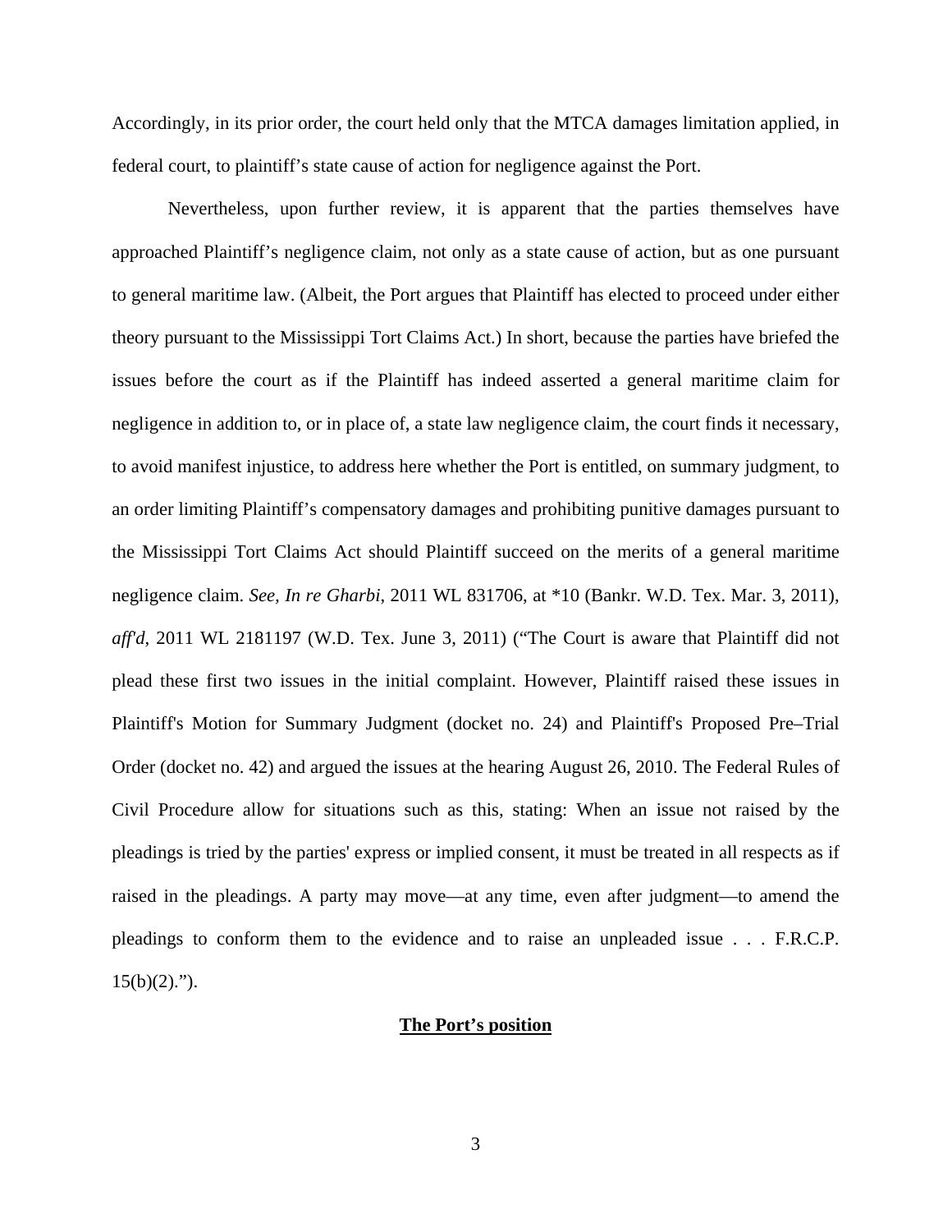Accordingly, in its prior order, the court held only that the MTCA damages limitation applied, in federal court, to plaintiff's state cause of action for negligence against the Port.

Nevertheless, upon further review, it is apparent that the parties themselves have approached Plaintiff's negligence claim, not only as a state cause of action, but as one pursuant to general maritime law. (Albeit, the Port argues that Plaintiff has elected to proceed under either theory pursuant to the Mississippi Tort Claims Act.) In short, because the parties have briefed the issues before the court as if the Plaintiff has indeed asserted a general maritime claim for negligence in addition to, or in place of, a state law negligence claim, the court finds it necessary, to avoid manifest injustice, to address here whether the Port is entitled, on summary judgment, to an order limiting Plaintiff's compensatory damages and prohibiting punitive damages pursuant to the Mississippi Tort Claims Act should Plaintiff succeed on the merits of a general maritime negligence claim. *See, In re Gharbi*, 2011 WL 831706, at *10 (Bankr. W.D. Tex. Mar. 3, 2011), *aff'd*, 2011 WL 2181197 (W.D. Tex. June 3, 2011) ("The Court is aware that Plaintiff did not plead these first two issues in the initial complaint. However, Plaintiff raised these issues in Plaintiff's Motion for Summary Judgment (docket no. 24) and Plaintiff's Proposed Pre–Trial Order (docket no. 42) and argued the issues at the hearing August 26, 2010. The Federal Rules of Civil Procedure allow for situations such as this, stating: When an issue not raised by the pleadings is tried by the parties' express or implied consent, it must be treated in all respects as if raised in the pleadings. A party may move—at any time, even after judgment—to amend the pleadings to conform them to the evidence and to raise an unpleaded issue . . . F.R.C.P. 15(b)(2).").

**The Port's position**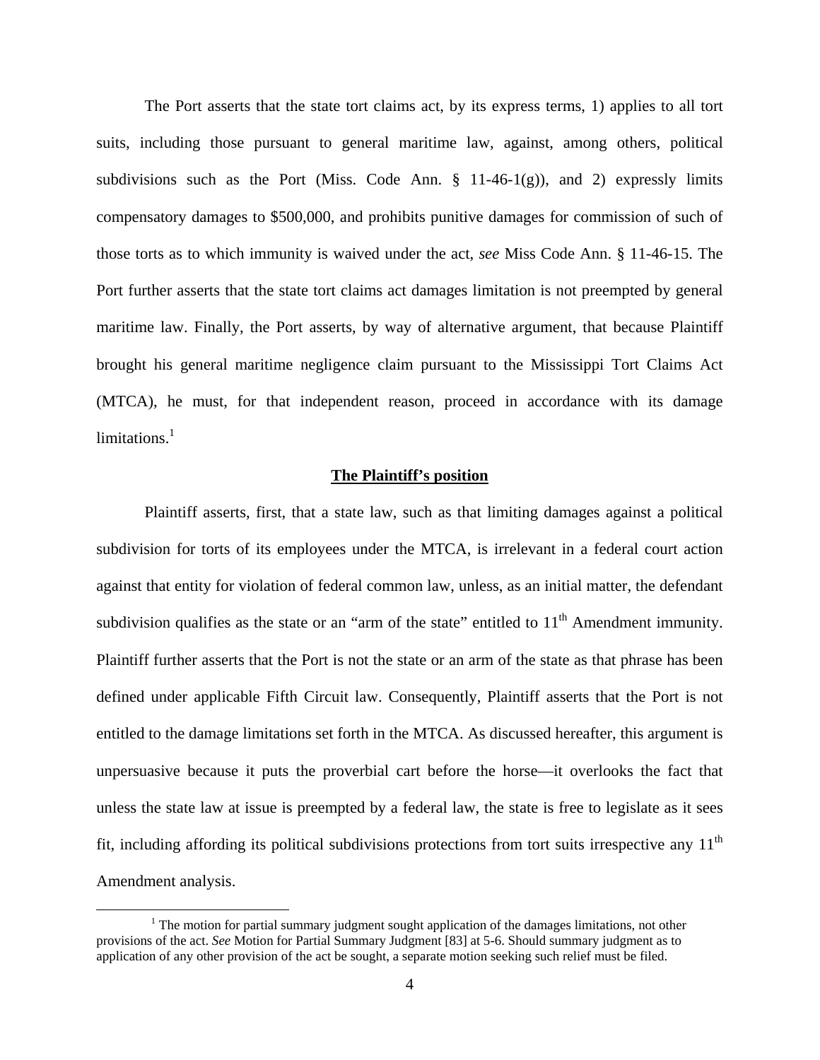The Port asserts that the state tort claims act, by its express terms, 1) applies to all tort suits, including those pursuant to general maritime law, against, among others, political subdivisions such as the Port (Miss. Code Ann. § 11-46-1(g)), and 2) expressly limits compensatory damages to $500,000, and prohibits punitive damages for commission of such of those torts as to which immunity is waived under the act, *see* Miss Code Ann. § 11-46-15. The Port further asserts that the state tort claims act damages limitation is not preempted by general maritime law. Finally, the Port asserts, by way of alternative argument, that because Plaintiff brought his general maritime negligence claim pursuant to the Mississippi Tort Claims Act (MTCA), he must, for that independent reason, proceed in accordance with its damage limitations.[1]

**The Plaintiff's position**

Plaintiff asserts, first, that a state law, such as that limiting damages against a political subdivision for torts of its employees under the MTCA, is irrelevant in a federal court action against that entity for violation of federal common law, unless, as an initial matter, the defendant subdivision qualifies as the state or an "arm of the state" entitled to 11th Amendment immunity. Plaintiff further asserts that the Port is not the state or an arm of the state as that phrase has been defined under applicable Fifth Circuit law. Consequently, Plaintiff asserts that the Port is not entitled to the damage limitations set forth in the MTCA. As discussed hereafter, this argument is unpersuasive because it puts the proverbial cart before the horse—it overlooks the fact that unless the state law at issue is preempted by a federal law, the state is free to legislate as it sees fit, including affording its political subdivisions protections from tort suits irrespective any 11th Amendment analysis.

[1] The motion for partial summary judgment sought application of the damages limitations, not other provisions of the act. *See* Motion for Partial Summary Judgment [83] at 5-6. Should summary judgment as to application of any other provision of the act be sought, a separate motion seeking such relief must be filed.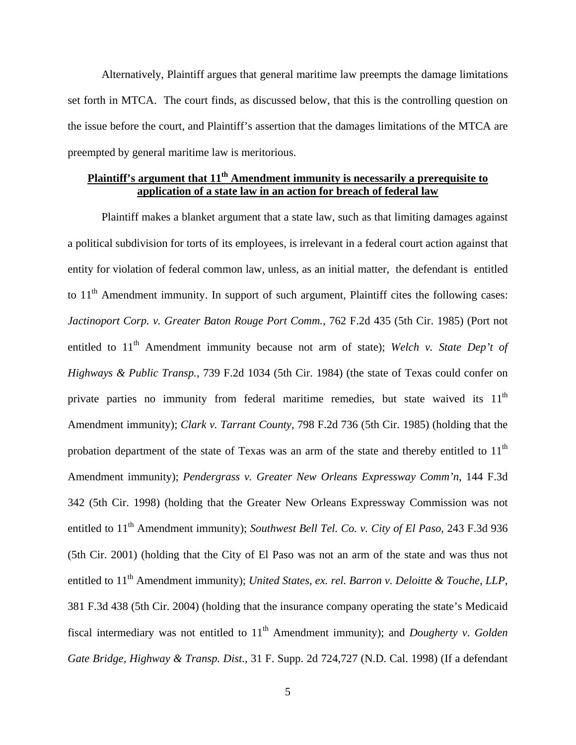Alternatively, Plaintiff argues that general maritime law preempts the damage limitations set forth in MTCA. The court finds, as discussed below, that this is the controlling question on the issue before the court, and Plaintiff's assertion that the damages limitations of the MTCA are preempted by general maritime law is meritorious.

**Plaintiff's argument that 11th Amendment immunity is necessarily a prerequisite to application of a state law in an action for breach of federal law**

Plaintiff makes a blanket argument that a state law, such as that limiting damages against a political subdivision for torts of its employees, is irrelevant in a federal court action against that entity for violation of federal common law, unless, as an initial matter, the defendant is entitled to 11th Amendment immunity. In support of such argument, Plaintiff cites the following cases: *Jactinoport Corp. v. Greater Baton Rouge Port Comm.*, 762 F.2d 435 (5th Cir. 1985) (Port not entitled to 11th Amendment immunity because not arm of state); *Welch v. State Dep't of Highways & Public Transp.*, 739 F.2d 1034 (5th Cir. 1984) (the state of Texas could confer on private parties no immunity from federal maritime remedies, but state waived its 11th Amendment immunity); *Clark v. Tarrant County*, 798 F.2d 736 (5th Cir. 1985) (holding that the probation department of the state of Texas was an arm of the state and thereby entitled to 11th Amendment immunity); *Pendergrass v. Greater New Orleans Expressway Comm'n*, 144 F.3d 342 (5th Cir. 1998) (holding that the Greater New Orleans Expressway Commission was not entitled to 11th Amendment immunity); *Southwest Bell Tel. Co. v. City of El Paso*, 243 F.3d 936 (5th Cir. 2001) (holding that the City of El Paso was not an arm of the state and was thus not entitled to 11th Amendment immunity); *United States, ex. rel. Barron v. Deloitte & Touche, LLP*, 381 F.3d 438 (5th Cir. 2004) (holding that the insurance company operating the state's Medicaid fiscal intermediary was not entitled to 11th Amendment immunity); and *Dougherty v. Golden Gate Bridge, Highway & Transp. Dist.*, 31 F. Supp. 2d 724,727 (N.D. Cal. 1998) (If a defendant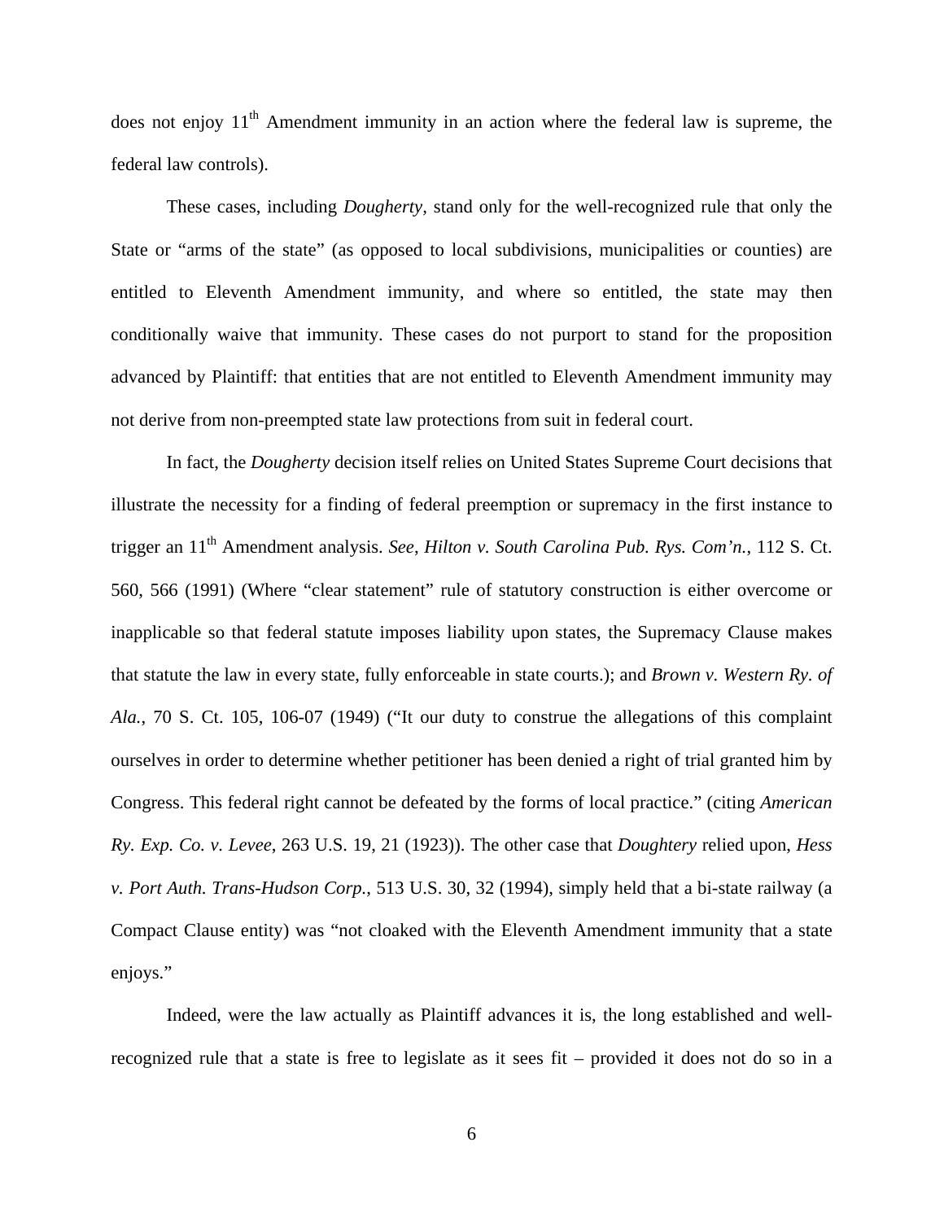does not enjoy 11th Amendment immunity in an action where the federal law is supreme, the federal law controls).

These cases, including *Dougherty*, stand only for the well-recognized rule that only the State or "arms of the state" (as opposed to local subdivisions, municipalities or counties) are entitled to Eleventh Amendment immunity, and where so entitled, the state may then conditionally waive that immunity. These cases do not purport to stand for the proposition advanced by Plaintiff: that entities that are not entitled to Eleventh Amendment immunity may not derive from non-preempted state law protections from suit in federal court.

In fact, the *Dougherty* decision itself relies on United States Supreme Court decisions that illustrate the necessity for a finding of federal preemption or supremacy in the first instance to trigger an 11th Amendment analysis. *See*, *Hilton v. South Carolina Pub. Rys. Com'n.*, 112 S. Ct. 560, 566 (1991) (Where "clear statement" rule of statutory construction is either overcome or inapplicable so that federal statute imposes liability upon states, the Supremacy Clause makes that statute the law in every state, fully enforceable in state courts.); and *Brown v. Western Ry. of Ala.*, 70 S. Ct. 105, 106-07 (1949) ("It our duty to construe the allegations of this complaint ourselves in order to determine whether petitioner has been denied a right of trial granted him by Congress. This federal right cannot be defeated by the forms of local practice." (citing *American Ry. Exp. Co. v. Levee*, 263 U.S. 19, 21 (1923)). The other case that *Doughtery* relied upon, *Hess v. Port Auth. Trans-Hudson Corp.*, 513 U.S. 30, 32 (1994), simply held that a bi-state railway (a Compact Clause entity) was "not cloaked with the Eleventh Amendment immunity that a state enjoys."

Indeed, were the law actually as Plaintiff advances it is, the long established and well-recognized rule that a state is free to legislate as it sees fit – provided it does not do so in a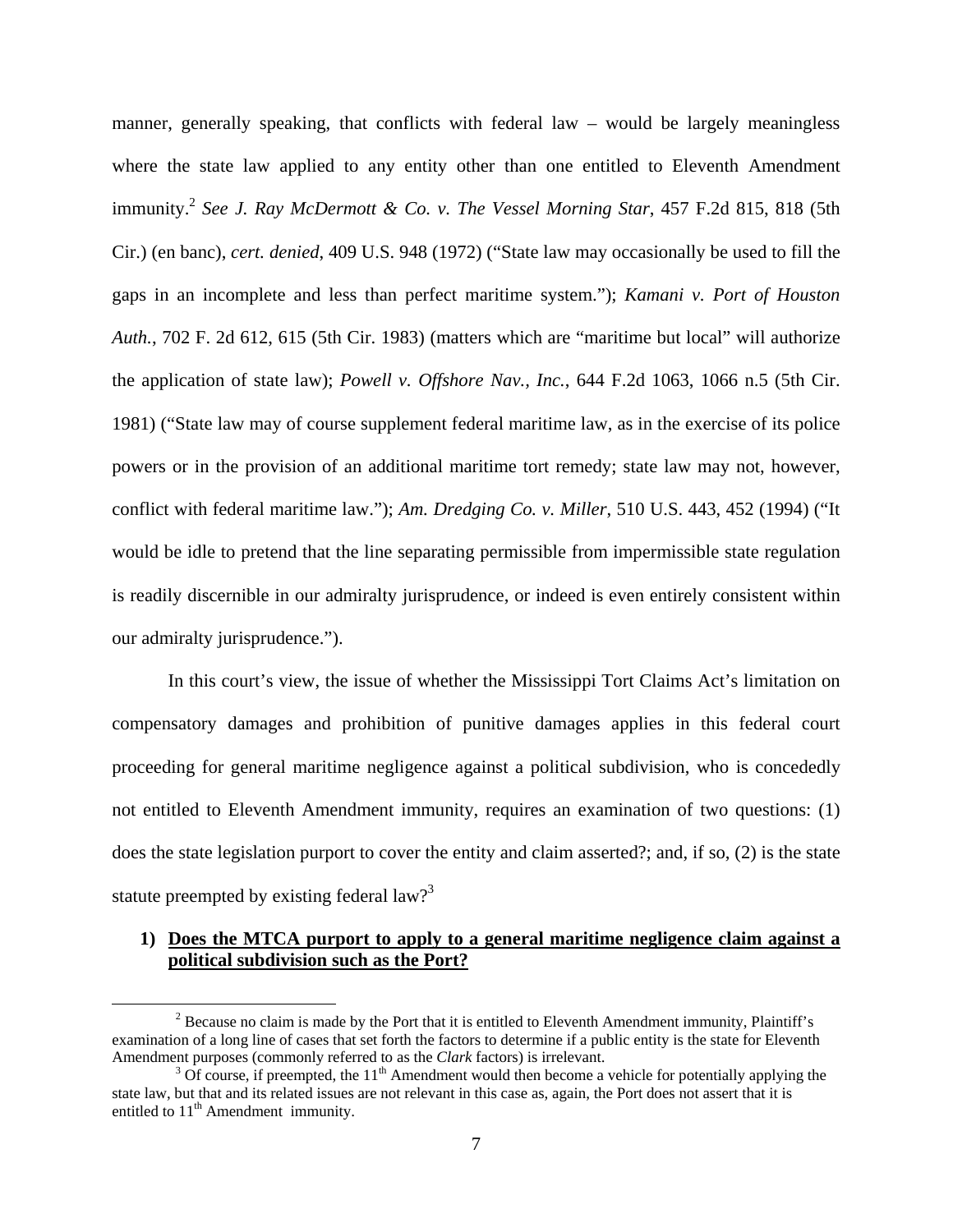manner, generally speaking, that conflicts with federal law – would be largely meaningless where the state law applied to any entity other than one entitled to Eleventh Amendment immunity.[2] *See J. Ray McDermott & Co. v. The Vessel Morning Star*, 457 F.2d 815, 818 (5th Cir.) (en banc), *cert. denied*, 409 U.S. 948 (1972) ("State law may occasionally be used to fill the gaps in an incomplete and less than perfect maritime system."); *Kamani v. Port of Houston Auth.*, 702 F. 2d 612, 615 (5th Cir. 1983) (matters which are "maritime but local" will authorize the application of state law); *Powell v. Offshore Nav., Inc.*, 644 F.2d 1063, 1066 n.5 (5th Cir. 1981) ("State law may of course supplement federal maritime law, as in the exercise of its police powers or in the provision of an additional maritime tort remedy; state law may not, however, conflict with federal maritime law."); *Am. Dredging Co. v. Miller*, 510 U.S. 443, 452 (1994) ("It would be idle to pretend that the line separating permissible from impermissible state regulation is readily discernible in our admiralty jurisprudence, or indeed is even entirely consistent within our admiralty jurisprudence.").

In this court's view, the issue of whether the Mississippi Tort Claims Act's limitation on compensatory damages and prohibition of punitive damages applies in this federal court proceeding for general maritime negligence against a political subdivision, who is concededly not entitled to Eleventh Amendment immunity, requires an examination of two questions: (1) does the state legislation purport to cover the entity and claim asserted?; and, if so, (2) is the state statute preempted by existing federal law?[3]

**1) <u>Does the MTCA purport to apply to a general maritime negligence claim against a political subdivision such as the Port?</u>**

---

[2] Because no claim is made by the Port that it is entitled to Eleventh Amendment immunity, Plaintiff's examination of a long line of cases that set forth the factors to determine if a public entity is the state for Eleventh Amendment purposes (commonly referred to as the *Clark* factors) is irrelevant.

[3] Of course, if preempted, the 11th Amendment would then become a vehicle for potentially applying the state law, but that and its related issues are not relevant in this case as, again, the Port does not assert that it is entitled to 11th Amendment immunity.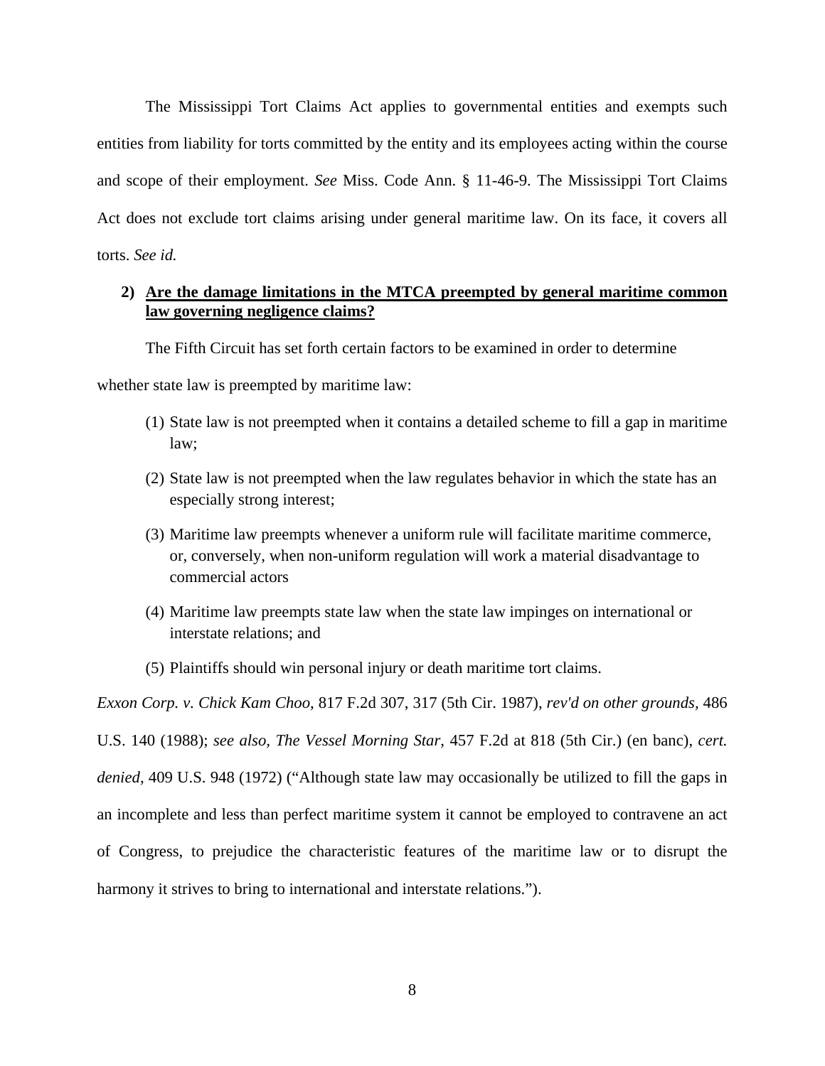The Mississippi Tort Claims Act applies to governmental entities and exempts such entities from liability for torts committed by the entity and its employees acting within the course and scope of their employment. *See* Miss. Code Ann. § 11-46-9. The Mississippi Tort Claims Act does not exclude tort claims arising under general maritime law. On its face, it covers all torts. *See id.*

**2) Are the damage limitations in the MTCA preempted by general maritime common law governing negligence claims?**

The Fifth Circuit has set forth certain factors to be examined in order to determine whether state law is preempted by maritime law:

(1) State law is not preempted when it contains a detailed scheme to fill a gap in maritime law;

(2) State law is not preempted when the law regulates behavior in which the state has an especially strong interest;

(3) Maritime law preempts whenever a uniform rule will facilitate maritime commerce, or, conversely, when non-uniform regulation will work a material disadvantage to commercial actors

(4) Maritime law preempts state law when the state law impinges on international or interstate relations; and

(5) Plaintiffs should win personal injury or death maritime tort claims.

*Exxon Corp. v. Chick Kam Choo*, 817 F.2d 307, 317 (5th Cir. 1987), *rev'd on other grounds*, 486 U.S. 140 (1988); *see also, The Vessel Morning Star*, 457 F.2d at 818 (5th Cir.) (en banc), *cert. denied,* 409 U.S. 948 (1972) ("Although state law may occasionally be utilized to fill the gaps in an incomplete and less than perfect maritime system it cannot be employed to contravene an act of Congress, to prejudice the characteristic features of the maritime law or to disrupt the harmony it strives to bring to international and interstate relations.").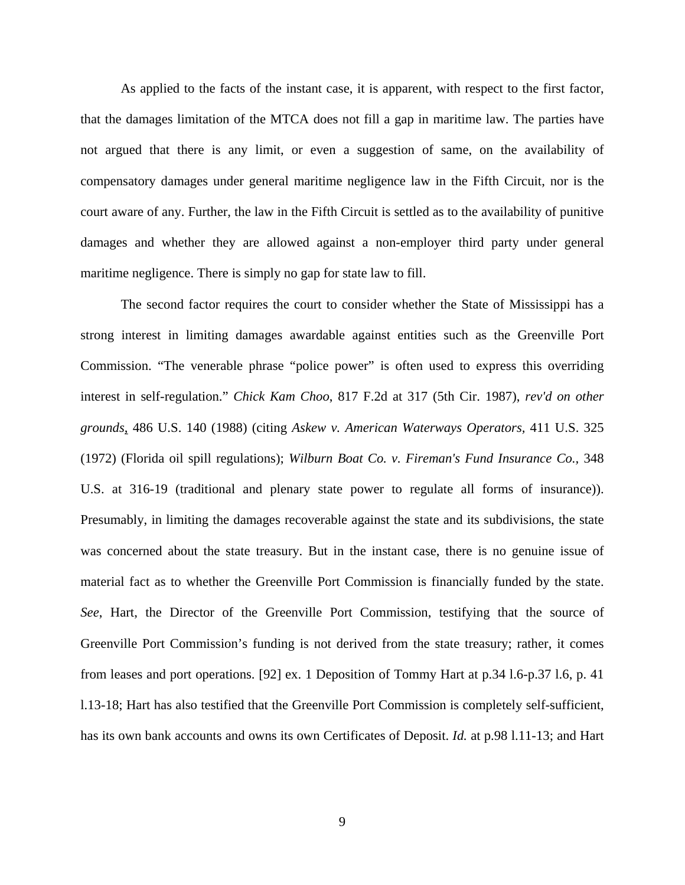As applied to the facts of the instant case, it is apparent, with respect to the first factor, that the damages limitation of the MTCA does not fill a gap in maritime law. The parties have not argued that there is any limit, or even a suggestion of same, on the availability of compensatory damages under general maritime negligence law in the Fifth Circuit, nor is the court aware of any. Further, the law in the Fifth Circuit is settled as to the availability of punitive damages and whether they are allowed against a non-employer third party under general maritime negligence. There is simply no gap for state law to fill.

The second factor requires the court to consider whether the State of Mississippi has a strong interest in limiting damages awardable against entities such as the Greenville Port Commission. "The venerable phrase "police power" is often used to express this overriding interest in self-regulation." *Chick Kam Choo*, 817 F.2d at 317 (5th Cir. 1987), *rev'd on other grounds*, 486 U.S. 140 (1988) (citing *Askew v. American Waterways Operators*, 411 U.S. 325 (1972) (Florida oil spill regulations); *Wilburn Boat Co. v. Fireman's Fund Insurance Co.*, 348 U.S. at 316-19 (traditional and plenary state power to regulate all forms of insurance)). Presumably, in limiting the damages recoverable against the state and its subdivisions, the state was concerned about the state treasury. But in the instant case, there is no genuine issue of material fact as to whether the Greenville Port Commission is financially funded by the state. *See*, Hart, the Director of the Greenville Port Commission, testifying that the source of Greenville Port Commission's funding is not derived from the state treasury; rather, it comes from leases and port operations. [92] ex. 1 Deposition of Tommy Hart at p.34 l.6-p.37 l.6, p. 41 l.13-18; Hart has also testified that the Greenville Port Commission is completely self-sufficient, has its own bank accounts and owns its own Certificates of Deposit. *Id.* at p.98 l.11-13; and Hart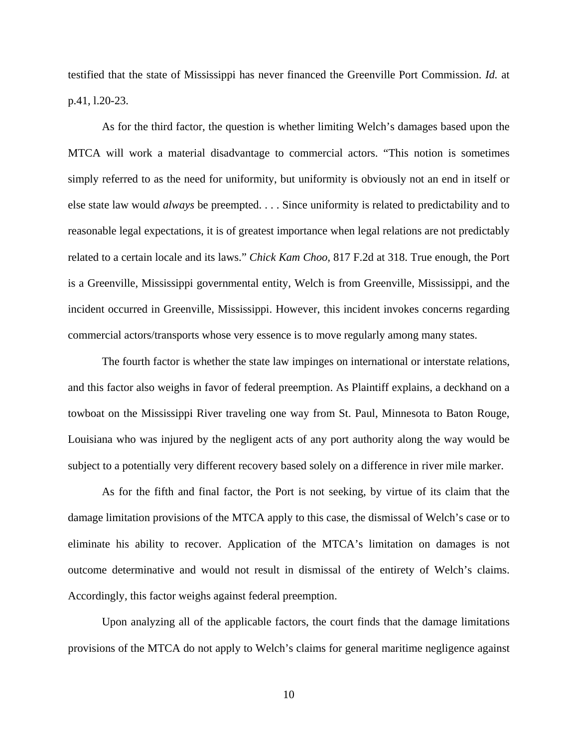testified that the state of Mississippi has never financed the Greenville Port Commission. *Id.* at p.41, l.20-23.

As for the third factor, the question is whether limiting Welch's damages based upon the MTCA will work a material disadvantage to commercial actors. "This notion is sometimes simply referred to as the need for uniformity, but uniformity is obviously not an end in itself or else state law would *always* be preempted. . . . Since uniformity is related to predictability and to reasonable legal expectations, it is of greatest importance when legal relations are not predictably related to a certain locale and its laws." *Chick Kam Choo*, 817 F.2d at 318. True enough, the Port is a Greenville, Mississippi governmental entity, Welch is from Greenville, Mississippi, and the incident occurred in Greenville, Mississippi. However, this incident invokes concerns regarding commercial actors/transports whose very essence is to move regularly among many states.

The fourth factor is whether the state law impinges on international or interstate relations, and this factor also weighs in favor of federal preemption. As Plaintiff explains, a deckhand on a towboat on the Mississippi River traveling one way from St. Paul, Minnesota to Baton Rouge, Louisiana who was injured by the negligent acts of any port authority along the way would be subject to a potentially very different recovery based solely on a difference in river mile marker.

As for the fifth and final factor, the Port is not seeking, by virtue of its claim that the damage limitation provisions of the MTCA apply to this case, the dismissal of Welch's case or to eliminate his ability to recover. Application of the MTCA's limitation on damages is not outcome determinative and would not result in dismissal of the entirety of Welch's claims. Accordingly, this factor weighs against federal preemption.

Upon analyzing all of the applicable factors, the court finds that the damage limitations provisions of the MTCA do not apply to Welch's claims for general maritime negligence against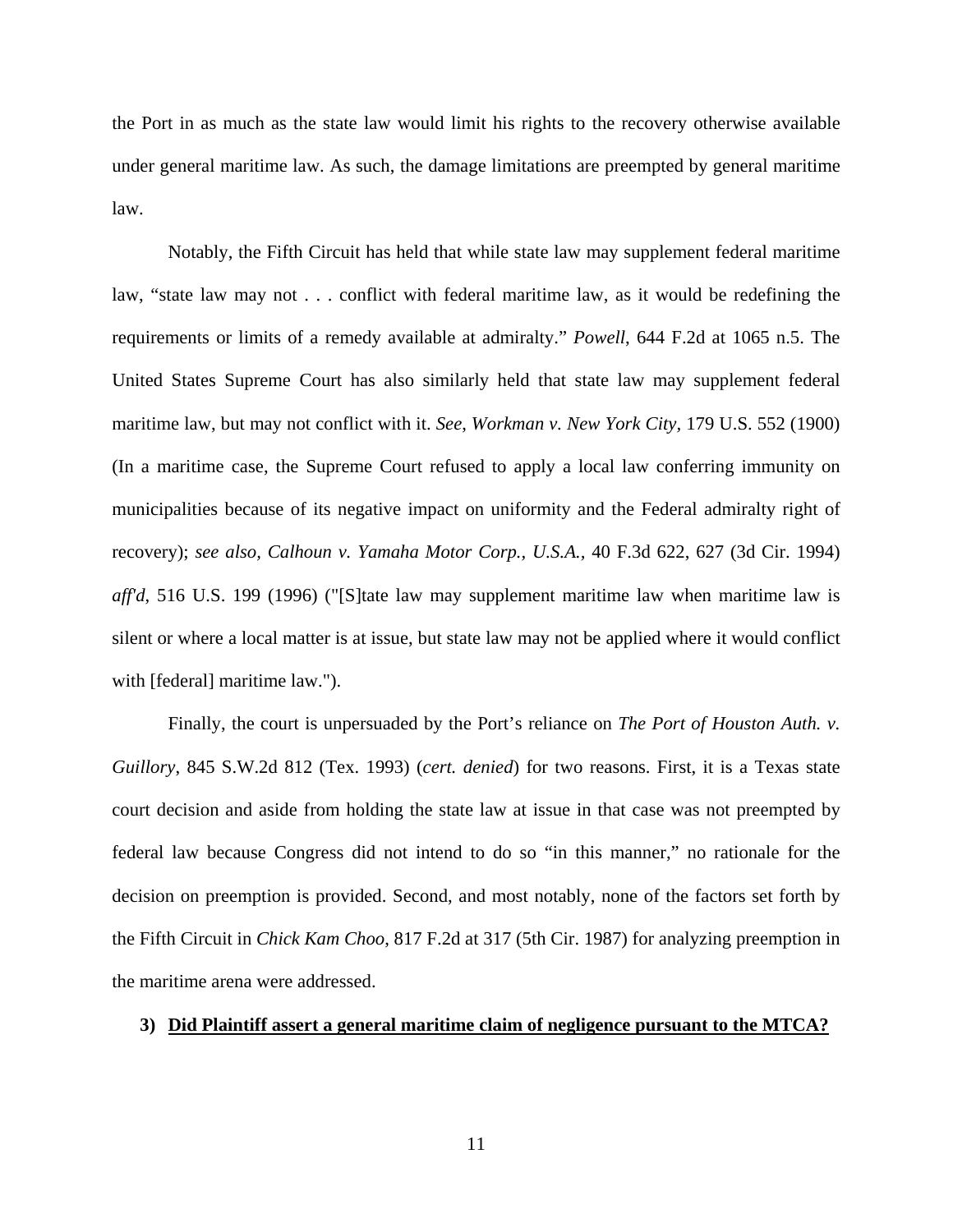the Port in as much as the state law would limit his rights to the recovery otherwise available under general maritime law. As such, the damage limitations are preempted by general maritime law.

Notably, the Fifth Circuit has held that while state law may supplement federal maritime law, "state law may not . . . conflict with federal maritime law, as it would be redefining the requirements or limits of a remedy available at admiralty." *Powell*, 644 F.2d at 1065 n.5. The United States Supreme Court has also similarly held that state law may supplement federal maritime law, but may not conflict with it. *See*, *Workman v. New York City*, 179 U.S. 552 (1900) (In a maritime case, the Supreme Court refused to apply a local law conferring immunity on municipalities because of its negative impact on uniformity and the Federal admiralty right of recovery); *see also, Calhoun v. Yamaha Motor Corp., U.S.A.*, 40 F.3d 622, 627 (3d Cir. 1994) *aff'd*, 516 U.S. 199 (1996) ("[S]tate law may supplement maritime law when maritime law is silent or where a local matter is at issue, but state law may not be applied where it would conflict with [federal] maritime law.").

Finally, the court is unpersuaded by the Port's reliance on *The Port of Houston Auth. v. Guillory*, 845 S.W.2d 812 (Tex. 1993) (*cert. denied*) for two reasons. First, it is a Texas state court decision and aside from holding the state law at issue in that case was not preempted by federal law because Congress did not intend to do so "in this manner," no rationale for the decision on preemption is provided. Second, and most notably, none of the factors set forth by the Fifth Circuit in *Chick Kam Choo*, 817 F.2d at 317 (5th Cir. 1987) for analyzing preemption in the maritime arena were addressed.

**3) <u>Did Plaintiff assert a general maritime claim of negligence pursuant to the MTCA?</u>**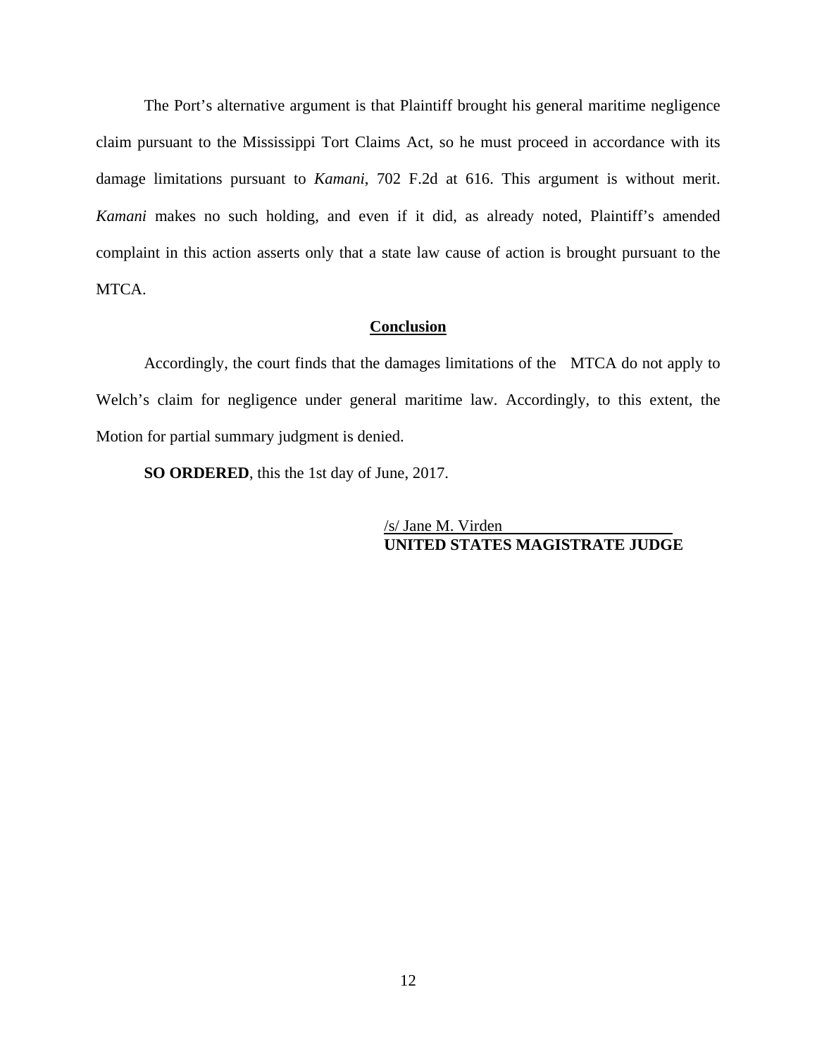The Port's alternative argument is that Plaintiff brought his general maritime negligence claim pursuant to the Mississippi Tort Claims Act, so he must proceed in accordance with its damage limitations pursuant to *Kamani*, 702 F.2d at 616. This argument is without merit. *Kamani* makes no such holding, and even if it did, as already noted, Plaintiff's amended complaint in this action asserts only that a state law cause of action is brought pursuant to the MTCA.

## Conclusion

Accordingly, the court finds that the damages limitations of the MTCA do not apply to Welch's claim for negligence under general maritime law. Accordingly, to this extent, the Motion for partial summary judgment is denied.

**SO ORDERED**, this the 1st day of June, 2017.

/s/ Jane M. Virden
**UNITED STATES MAGISTRATE JUDGE**